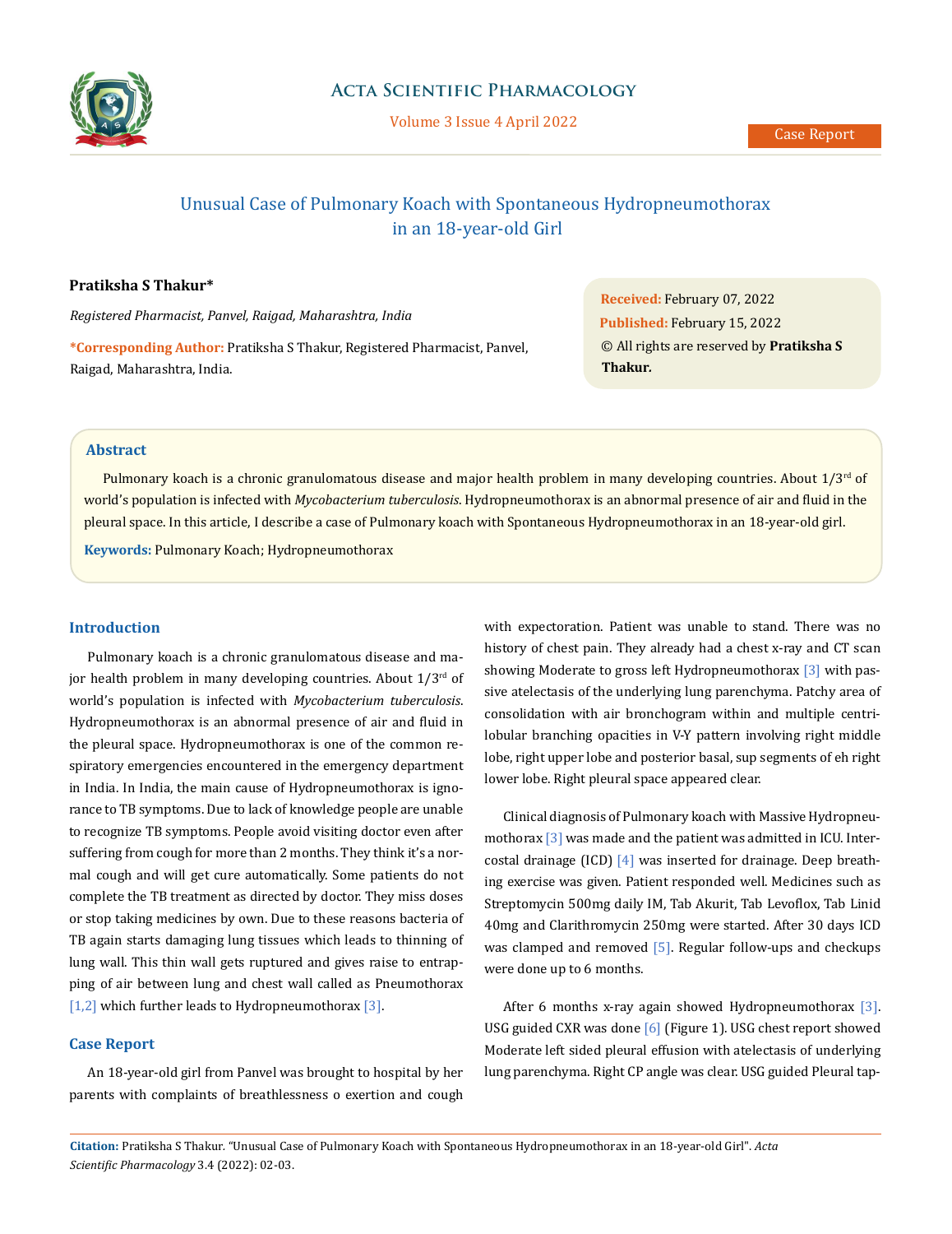# Unusual Case of Pulmonary Koach with Spontaneous Hydropneumothorax in an 18-year-old Girl

**Pratiksha S Thakur***

*Registered Pharmacist, Panvel, Raigad, Maharashtra, India*

***Corresponding Author:** Pratiksha S Thakur, Registered Pharmacist, Panvel, Raigad, Maharashtra, India.

**Received:** February 07, 2022
**Published:** February 15, 2022
© All rights are reserved by **Pratiksha S Thakur.**

## Abstract

Pulmonary koach is a chronic granulomatous disease and major health problem in many developing countries. About 1/3[rd] of world's population is infected with *Mycobacterium tuberculosis*. Hydropneumothorax is an abnormal presence of air and fluid in the pleural space. In this article, I describe a case of Pulmonary koach with Spontaneous Hydropneumothorax in an 18-year-old girl.

**Keywords:** Pulmonary Koach; Hydropneumothorax

## Introduction

Pulmonary koach is a chronic granulomatous disease and major health problem in many developing countries. About 1/3[rd] of world's population is infected with *Mycobacterium tuberculosis*. Hydropneumothorax is an abnormal presence of air and fluid in the pleural space. Hydropneumothorax is one of the common respiratory emergencies encountered in the emergency department in India. In India, the main cause of Hydropneumothorax is ignorance to TB symptoms. Due to lack of knowledge people are unable to recognize TB symptoms. People avoid visiting doctor even after suffering from cough for more than 2 months. They think it's a normal cough and will get cure automatically. Some patients do not complete the TB treatment as directed by doctor. They miss doses or stop taking medicines by own. Due to these reasons bacteria of TB again starts damaging lung tissues which leads to thinning of lung wall. This thin wall gets ruptured and gives raise to entrapping of air between lung and chest wall called as Pneumothorax [1,2] which further leads to Hydropneumothorax [3].

## Case Report

An 18-year-old girl from Panvel was brought to hospital by her parents with complaints of breathlessness o exertion and cough with expectoration. Patient was unable to stand. There was no history of chest pain. They already had a chest x-ray and CT scan showing Moderate to gross left Hydropneumothorax [3] with passive atelectasis of the underlying lung parenchyma. Patchy area of consolidation with air bronchogram within and multiple centrilobular branching opacities in V-Y pattern involving right middle lobe, right upper lobe and posterior basal, sup segments of eh right lower lobe. Right pleural space appeared clear.

Clinical diagnosis of Pulmonary koach with Massive Hydropneumothorax [3] was made and the patient was admitted in ICU. Intercostal drainage (ICD) [4] was inserted for drainage. Deep breathing exercise was given. Patient responded well. Medicines such as Streptomycin 500mg daily IM, Tab Akurit, Tab Levoflox, Tab Linid 40mg and Clarithromycin 250mg were started. After 30 days ICD was clamped and removed [5]. Regular follow-ups and checkups were done up to 6 months.

After 6 months x-ray again showed Hydropneumothorax [3]. USG guided CXR was done [6] (Figure 1). USG chest report showed Moderate left sided pleural effusion with atelectasis of underlying lung parenchyma. Right CP angle was clear. USG guided Pleural tap-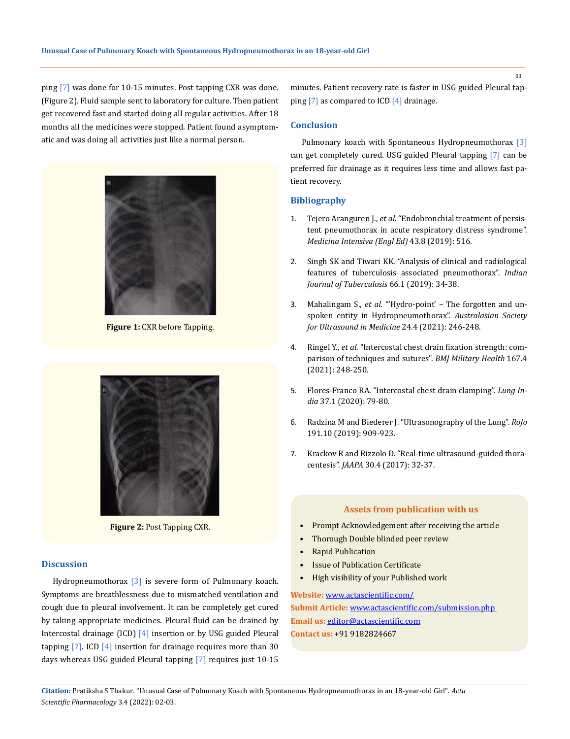ping [7] was done for 10-15 minutes. Post tapping CXR was done. (Figure 2). Fluid sample sent to laboratory for culture. Then patient get recovered fast and started doing all regular activities. After 18 months all the medicines were stopped. Patient found asymptomatic and was doing all activities just like a normal person.

**Figure 1:** CXR before Tapping.

**Figure 2:** Post Tapping CXR.

## Discussion

Hydropneumothorax [3] is severe form of Pulmonary koach. Symptoms are breathlessness due to mismatched ventilation and cough due to pleural involvement. It can be completely get cured by taking appropriate medicines. Pleural fluid can be drained by Intercostal drainage (ICD) [4] insertion or by USG guided Pleural tapping [7]. ICD [4] insertion for drainage requires more than 30 days whereas USG guided Pleural tapping [7] requires just 10-15 minutes. Patient recovery rate is faster in USG guided Pleural tapping [7] as compared to ICD [4] drainage.

## Conclusion

Pulmonary koach with Spontaneous Hydropneumothorax [3] can get completely cured. USG guided Pleural tapping [7] can be preferred for drainage as it requires less time and allows fast patient recovery.

## Bibliography

1. Tejero Aranguren J., *et al*. "Endobronchial treatment of persistent pneumothorax in acute respiratory distress syndrome". *Medicina Intensiva (Engl Ed)* 43.8 (2019): 516.
2. Singh SK and Tiwari KK. "Analysis of clinical and radiological features of tuberculosis associated pneumothorax". *Indian Journal of Tuberculosis* 66.1 (2019): 34-38.
3. Mahalingam S., *et al*. "'Hydro-point' – The forgotten and unspoken entity in Hydropneumothorax". *Australasian Society for Ultrasound in Medicine* 24.4 (2021): 246-248.
4. Ringel Y., *et al*. "Intercostal chest drain fixation strength: comparison of techniques and sutures". *BMJ Military Health* 167.4 (2021): 248-250.
5. Flores-Franco RA. "Intercostal chest drain clamping". *Lung India* 37.1 (2020): 79-80.
6. Radzina M and Biederer J. "Ultrasonography of the Lung". *Rofo* 191.10 (2019): 909-923.
7. Krackov R and Rizzolo D. "Real-time ultrasound-guided thoracentesis". *JAAPA* 30.4 (2017): 32-37.

**Assets from publication with us**

- Prompt Acknowledgement after receiving the article
- Thorough Double blinded peer review
- Rapid Publication
- Issue of Publication Certificate
- High visibility of your Published work

**Website:** www.actascientific.com/
**Submit Article:** www.actascientific.com/submission.php
**Email us:** editor@actascientific.com
**Contact us:** +91 9182824667